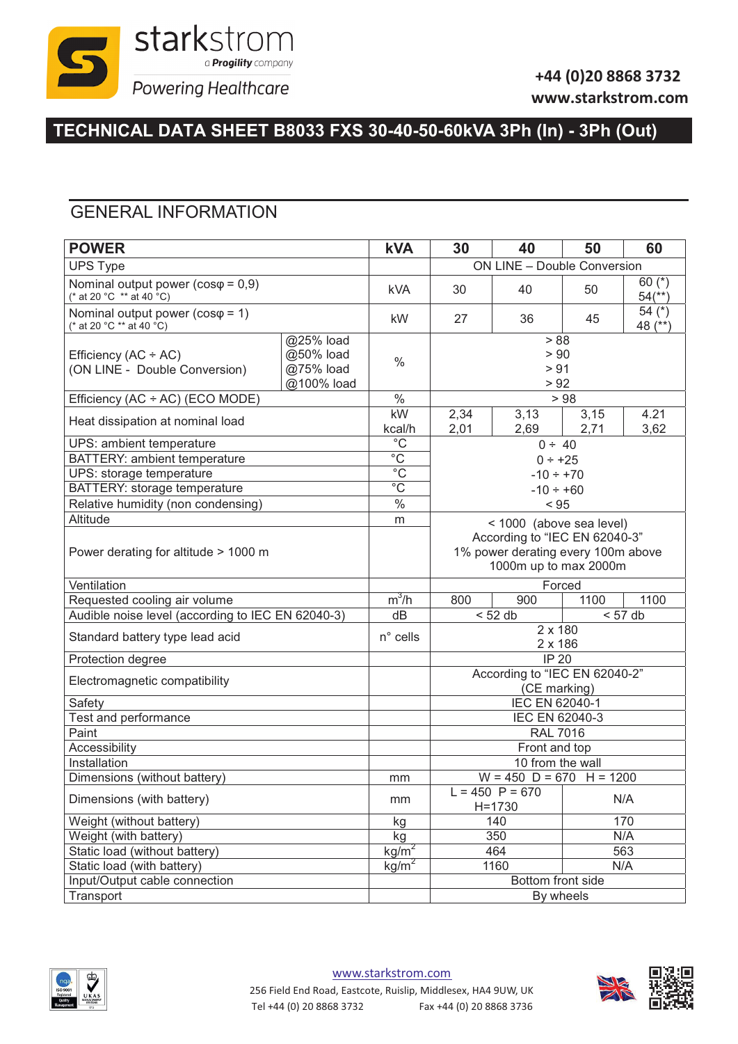# TECHNICAL DATA SHEET B8033 FXS 30-40-50-60kVA 3Ph (In) - 3Ph (Out)

+44 (0)20 8868 3732
www.starkstrom.com

## GENERAL INFORMATION

| POWER | | kVA | 30 | 40 | 50 | 60 |
|---|---|---|---|---|---|---|
| UPS Type | | | ON LINE – Double Conversion | | | |
| Nominal output power (cosφ = 0,9) (* at 20 °C ** at 40 °C) | | kVA | 30 | 40 | 50 | 60 (*) 54(**) |
| Nominal output power (cosφ = 1) (* at 20 °C ** at 40 °C) | | kW | 27 | 36 | 45 | 54 (*) 48 (**) |
| Efficiency (AC ÷ AC) (ON LINE - Double Conversion) | @25% load | % | > 88 | | | |
| | @50% load | | > 90 | | | |
| | @75% load | | > 91 | | | |
| | @100% load | | > 92 | | | |
| Efficiency (AC ÷ AC) (ECO MODE) | | % | > 98 | | | |
| Heat dissipation at nominal load | | kW | 2,34 | 3,13 | 3,15 | 4.21 |
| | | kcal/h | 2,01 | 2,69 | 2,71 | 3,62 |
| UPS: ambient temperature | | °C | 0 ÷ 40 | | | |
| BATTERY: ambient temperature | | °C | 0 ÷ +25 | | | |
| UPS: storage temperature | | °C | -10 ÷ +70 | | | |
| BATTERY: storage temperature | | °C | -10 ÷ +60 | | | |
| Relative humidity (non condensing) | | % | < 95 | | | |
| Altitude | | m | < 1000 (above sea level) | | | |
| Power derating for altitude > 1000 m | | | According to "IEC EN 62040-3" 1% power derating every 100m above 1000m up to max 2000m | | | |
| Ventilation | | | Forced | | | |
| Requested cooling air volume | | $m^3/h$ | 800 | 900 | 1100 | 1100 |
| Audible noise level (according to IEC EN 62040-3) | | dB | < 52 db | | < 57 db | |
| Standard battery type lead acid | | n° cells | 2 x 180<br>2 x 186 | | | |
| Protection degree | | | IP 20 | | | |
| Electromagnetic compatibility | | | According to "IEC EN 62040-2" (CE marking) | | | |
| Safety | | | IEC EN 62040-1 | | | |
| Test and performance | | | IEC EN 62040-3 | | | |
| Paint | | | RAL 7016 | | | |
| Accessibility | | | Front and top | | | |
| Installation | | | 10 from the wall | | | |
| Dimensions (without battery) | | mm | W = 450 D = 670 H = 1200 | | | |
| Dimensions (with battery) | | mm | L = 450 P = 670 H=1730 | | N/A | |
| Weight (without battery) | | kg | 140 | | 170 | |
| Weight (with battery) | | kg | 350 | | N/A | |
| Static load (without battery) | | $kg/m^2$ | 464 | | 563 | |
| Static load (with battery) | | $kg/m^2$ | 1160 | | N/A | |
| Input/Output cable connection | | | Bottom front side | | | |
| Transport | | | By wheels | | | |

www.starkstrom.com
256 Field End Road, Eastcote, Ruislip, Middlesex, HA4 9UW, UK
Tel +44 (0) 20 8868 3732 Fax +44 (0) 20 8868 3736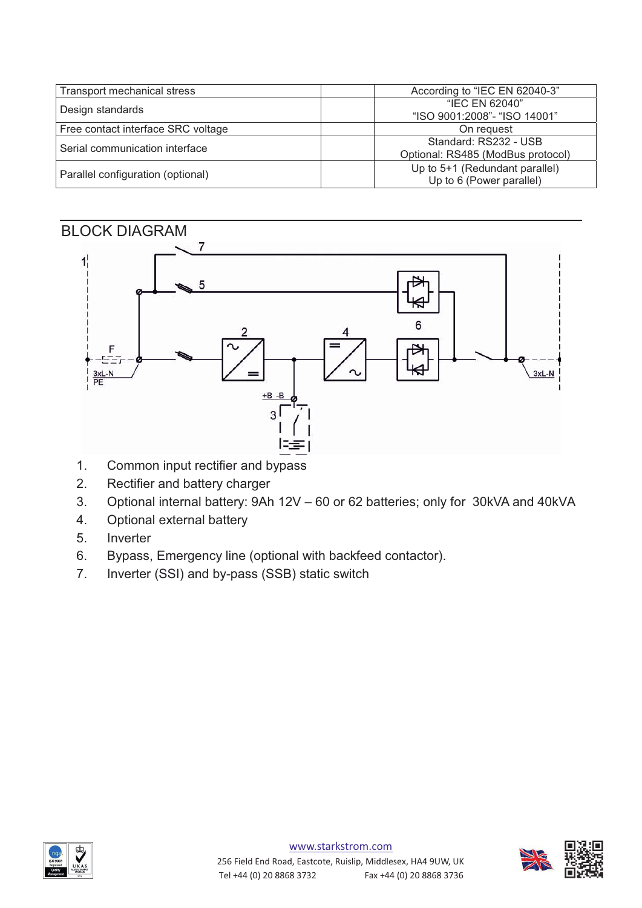| Transport mechanical stress | | According to “IEC EN 62040-3” |
|---|---|---|
| Design standards | | “IEC EN 62040”<br>“ISO 9001:2008”- “ISO 14001” |
| Free contact interface SRC voltage | | On request |
| Serial communication interface | | Standard: RS232 - USB<br>Optional: RS485 (ModBus protocol) |
| Parallel configuration (optional) | | Up to 5+1 (Redundant parallel)<br>Up to 6 (Power parallel) |

## BLOCK DIAGRAM

1. Common input rectifier and bypass
2. Rectifier and battery charger
3. Optional internal battery: 9Ah 12V – 60 or 62 batteries; only for 30kVA and 40kVA
4. Optional external battery
5. Inverter
6. Bypass, Emergency line (optional with backfeed contactor).
7. Inverter (SSI) and by-pass (SSB) static switch

www.starkstrom.com
256 Field End Road, Eastcote, Ruislip, Middlesex, HA4 9UW, UK
Tel +44 (0) 20 8868 3732 Fax +44 (0) 20 8868 3736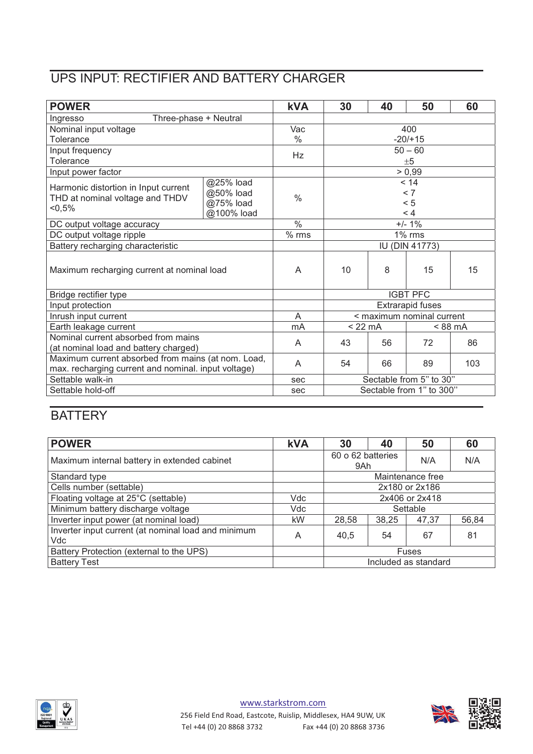## UPS INPUT: RECTIFIER AND BATTERY CHARGER

| POWER | | kVA | 30 | 40 | 50 | 60 |
|---|---|---|---|---|---|---|
| Ingresso | Three-phase + Neutral | | | | | |
| Nominal input voltage<br>Tolerance | | Vac<br>% | 400<br>-20/+15 | | | |
| Input frequency<br>Tolerance | | Hz | 50 – 60<br>±5 | | | |
| Input power factor | | | > 0,99 | | | |
| Harmonic distortion in Input current THD at nominal voltage and THDV <0,5% | @25% load<br>@50% load<br>@75% load<br>@100% load | % | < 14<br>< 7<br>< 5<br>< 4 | | | |
| DC output voltage accuracy | | % | +/- 1% | | | |
| DC output voltage ripple | | % rms | 1% rms | | | |
| Battery recharging characteristic | | | IU (DIN 41773) | | | |
| Maximum recharging current at nominal load | | A | 10 | 8 | 15 | 15 |
| Bridge rectifier type | | | IGBT PFC | | | |
| Input protection | | | Extrarapid fuses | | | |
| Inrush input current | | A | < maximum nominal current | | | |
| Earth leakage current | | mA | < 22 mA | | < 88 mA | |
| Nominal current absorbed from mains (at nominal load and battery charged) | | A | 43 | 56 | 72 | 86 |
| Maximum current absorbed from mains (at nom. Load, max. recharging current and nominal. input voltage) | | A | 54 | 66 | 89 | 103 |
| Settable walk-in | | sec | Sectable from 5'' to 30'' | | | |
| Settable hold-off | | sec | Sectable from 1'' to 300'' | | | |

## BATTERY

| POWER | kVA | 30 | 40 | 50 | 60 |
|---|---|---|---|---|---|
| Maximum internal battery in extended cabinet | | 60 o 62 batteries 9Ah | | N/A | N/A |
| Standard type | | Maintenance free | | | |
| Cells number (settable) | | 2x180 or 2x186 | | | |
| Floating voltage at 25°C (settable) | Vdc | 2x406 or 2x418 | | | |
| Minimum battery discharge voltage | Vdc | Settable | | | |
| Inverter input power (at nominal load) | kW | 28,58 | 38,25 | 47,37 | 56,84 |
| Inverter input current (at nominal load and minimum Vdc | A | 40,5 | 54 | 67 | 81 |
| Battery Protection (external to the UPS) | | Fuses | | | |
| Battery Test | | Included as standard | | | |

www.starkstrom.com
256 Field End Road, Eastcote, Ruislip, Middlesex, HA4 9UW, UK
Tel +44 (0) 20 8868 3732 Fax +44 (0) 20 8868 3736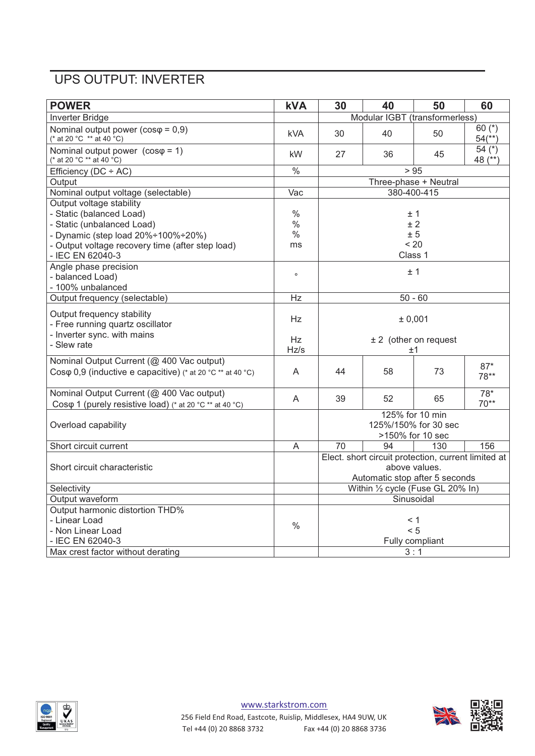# UPS OUTPUT: INVERTER

| POWER | kVA | 30 | 40 | 50 | 60 |
|---|---|---|---|---|---|
| Inverter Bridge | | Modular IGBT (transformerless) | | | |
| Nominal output power (cosφ = 0,9) (* at 20 °C ** at 40 °C) | kVA | 30 | 40 | 50 | 60 (*) 54(**) |
| Nominal output power (cosφ = 1) (* at 20 °C ** at 40 °C) | kW | 27 | 36 | 45 | 54 (*) 48 (**) |
| Efficiency (DC ÷ AC) | % | > 95 | | | |
| Output | | Three-phase + Neutral | | | |
| Nominal output voltage (selectable) | Vac | 380-400-415 | | | |
| Output voltage stability<br>- Static (balanced Load)<br>- Static (unbalanced Load)<br>- Dynamic (step load 20%÷100%÷20%)<br>- Output voltage recovery time (after step load)<br>- IEC EN 62040-3 | <br>%<br>%<br>%<br>ms | <br>± 1<br>± 2<br>± 5<br>< 20<br>Class 1 | | | |
| Angle phase precision<br>- balanced Load)<br>- 100% unbalanced | ° | ± 1 | | | |
| Output frequency (selectable) | Hz | 50 - 60 | | | |
| Output frequency stability<br>- Free running quartz oscillator<br>- Inverter sync. with mains<br>- Slew rate | Hz<br><br>Hz<br>Hz/s | ± 0,001<br><br>± 2 (other on request<br>±1 | | | |
| Nominal Output Current (@ 400 Vac output) Cosφ 0,9 (inductive e capacitive) (* at 20 °C ** at 40 °C) | A | 44 | 58 | 73 | 87* 78** |
| Nominal Output Current (@ 400 Vac output) Cosφ 1 (purely resistive load) (* at 20 °C ** at 40 °C) | A | 39 | 52 | 65 | 78* 70** |
| Overload capability | | 125% for 10 min<br>125%/150% for 30 sec<br>>150% for 10 sec | | | |
| Short circuit current | A | 70 | 94 | 130 | 156 |
| Short circuit characteristic | | Elect. short circuit protection, current limited at above values.<br>Automatic stop after 5 seconds | | | |
| Selectivity | | Within ½ cycle (Fuse GL 20% In) | | | |
| Output waveform | | Sinusoidal | | | |
| Output harmonic distortion THD%<br>- Linear Load<br>- Non Linear Load<br>- IEC EN 62040-3 | % | <br>< 1<br>< 5<br>Fully compliant | | | |
| Max crest factor without derating | | 3 : 1 | | | |

www.starkstrom.com
256 Field End Road, Eastcote, Ruislip, Middlesex, HA4 9UW, UK
Tel +44 (0) 20 8868 3732 Fax +44 (0) 20 8868 3736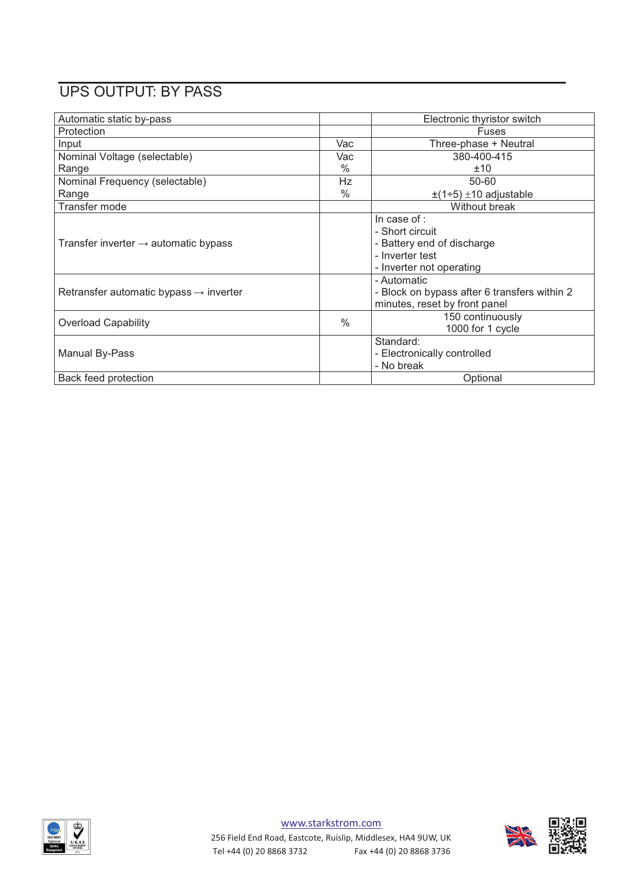## UPS OUTPUT: BY PASS

| | | |
|---|---|---|
| Automatic static by-pass | | Electronic thyristor switch |
| Protection | | Fuses |
| Input | Vac | Three-phase + Neutral |
| Nominal Voltage (selectable)<br>Range | Vac<br>% | 380-400-415<br>±10 |
| Nominal Frequency (selectable)<br>Range | Hz<br>% | 50-60<br>±(1÷5) ±10 adjustable |
| Transfer mode | | Without break |
| Transfer inverter → automatic bypass | | In case of :<br>- Short circuit<br>- Battery end of discharge<br>- Inverter test<br>- Inverter not operating |
| Retransfer automatic bypass → inverter | | - Automatic<br>- Block on bypass after 6 transfers within 2 minutes, reset by front panel |
| Overload Capability | % | 150 continuously<br>1000 for 1 cycle |
| Manual By-Pass | | Standard:<br>- Electronically controlled<br>- No break |
| Back feed protection | | Optional |

www.starkstrom.com

256 Field End Road, Eastcote, Ruislip, Middlesex, HA4 9UW, UK

Tel +44 (0) 20 8868 3732 Fax +44 (0) 20 8868 3736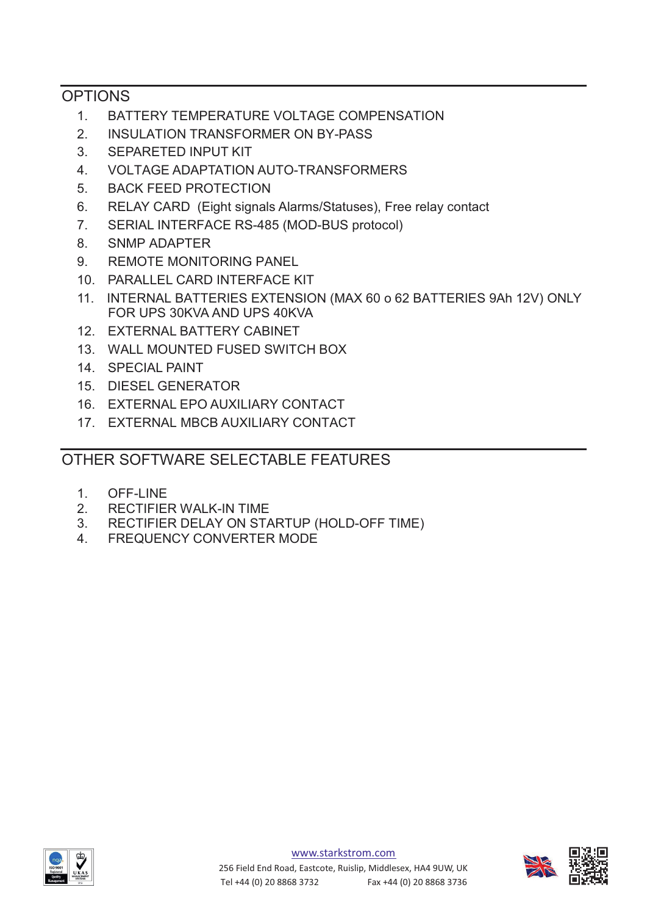## OPTIONS

1. BATTERY TEMPERATURE VOLTAGE COMPENSATION
2. INSULATION TRANSFORMER ON BY-PASS
3. SEPARETED INPUT KIT
4. VOLTAGE ADAPTATION AUTO-TRANSFORMERS
5. BACK FEED PROTECTION
6. RELAY CARD (Eight signals Alarms/Statuses), Free relay contact
7. SERIAL INTERFACE RS-485 (MOD-BUS protocol)
8. SNMP ADAPTER
9. REMOTE MONITORING PANEL
10. PARALLEL CARD INTERFACE KIT
11. INTERNAL BATTERIES EXTENSION (MAX 60 o 62 BATTERIES 9Ah 12V) ONLY FOR UPS 30KVA AND UPS 40KVA
12. EXTERNAL BATTERY CABINET
13. WALL MOUNTED FUSED SWITCH BOX
14. SPECIAL PAINT
15. DIESEL GENERATOR
16. EXTERNAL EPO AUXILIARY CONTACT
17. EXTERNAL MBCB AUXILIARY CONTACT

## OTHER SOFTWARE SELECTABLE FEATURES

1. OFF-LINE
2. RECTIFIER WALK-IN TIME
3. RECTIFIER DELAY ON STARTUP (HOLD-OFF TIME)
4. FREQUENCY CONVERTER MODE

www.starkstrom.com

256 Field End Road, Eastcote, Ruislip, Middlesex, HA4 9UW, UK

Tel +44 (0) 20 8868 3732 Fax +44 (0) 20 8868 3736